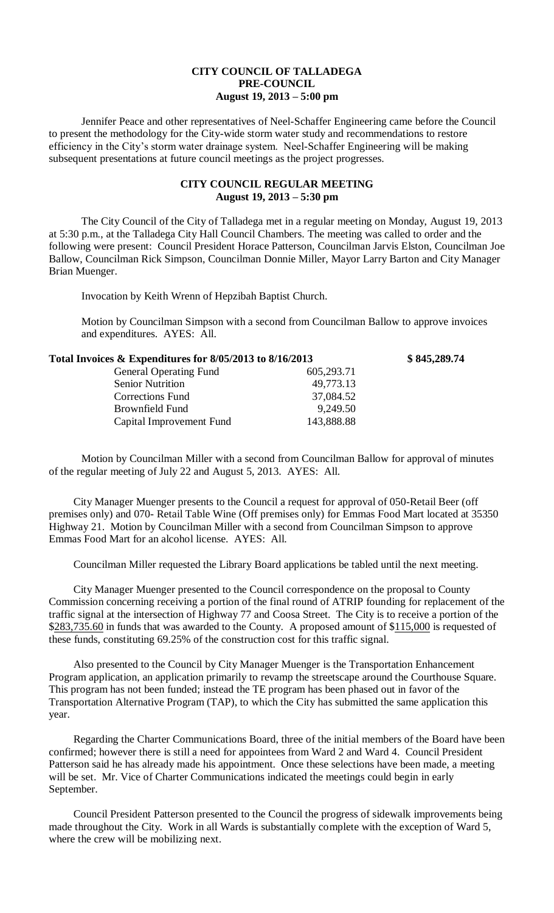**CITY COUNCIL OF TALLADEGA**
**PRE-COUNCIL**
**August 19, 2013 – 5:00 pm**

Jennifer Peace and other representatives of Neel-Schaffer Engineering came before the Council to present the methodology for the City-wide storm water study and recommendations to restore efficiency in the City's storm water drainage system. Neel-Schaffer Engineering will be making subsequent presentations at future council meetings as the project progresses.

**CITY COUNCIL REGULAR MEETING**
**August 19, 2013 – 5:30 pm**

The City Council of the City of Talladega met in a regular meeting on Monday, August 19, 2013 at 5:30 p.m., at the Talladega City Hall Council Chambers. The meeting was called to order and the following were present: Council President Horace Patterson, Councilman Jarvis Elston, Councilman Joe Ballow, Councilman Rick Simpson, Councilman Donnie Miller, Mayor Larry Barton and City Manager Brian Muenger.

Invocation by Keith Wrenn of Hepzibah Baptist Church.

Motion by Councilman Simpson with a second from Councilman Ballow to approve invoices and expenditures. AYES: All.

| **Total Invoices & Expenditures for 8/05/2013 to 8/16/2013** | | **$ 845,289.74** |
|---|---|---|
| General Operating Fund | 605,293.71 | |
| Senior Nutrition | 49,773.13 | |
| Corrections Fund | 37,084.52 | |
| Brownfield Fund | 9,249.50 | |
| Capital Improvement Fund | 143,888.88 | |

Motion by Councilman Miller with a second from Councilman Ballow for approval of minutes of the regular meeting of July 22 and August 5, 2013. AYES: All.

City Manager Muenger presents to the Council a request for approval of 050-Retail Beer (off premises only) and 070- Retail Table Wine (Off premises only) for Emmas Food Mart located at 35350 Highway 21. Motion by Councilman Miller with a second from Councilman Simpson to approve Emmas Food Mart for an alcohol license. AYES: All.

Councilman Miller requested the Library Board applications be tabled until the next meeting.

City Manager Muenger presented to the Council correspondence on the proposal to County Commission concerning receiving a portion of the final round of ATRIP founding for replacement of the traffic signal at the intersection of Highway 77 and Coosa Street. The City is to receive a portion of the $283,735.60 in funds that was awarded to the County. A proposed amount of $115,000 is requested of these funds, constituting 69.25% of the construction cost for this traffic signal.

Also presented to the Council by City Manager Muenger is the Transportation Enhancement Program application, an application primarily to revamp the streetscape around the Courthouse Square. This program has not been funded; instead the TE program has been phased out in favor of the Transportation Alternative Program (TAP), to which the City has submitted the same application this year.

Regarding the Charter Communications Board, three of the initial members of the Board have been confirmed; however there is still a need for appointees from Ward 2 and Ward 4. Council President Patterson said he has already made his appointment. Once these selections have been made, a meeting will be set. Mr. Vice of Charter Communications indicated the meetings could begin in early September.

Council President Patterson presented to the Council the progress of sidewalk improvements being made throughout the City. Work in all Wards is substantially complete with the exception of Ward 5, where the crew will be mobilizing next.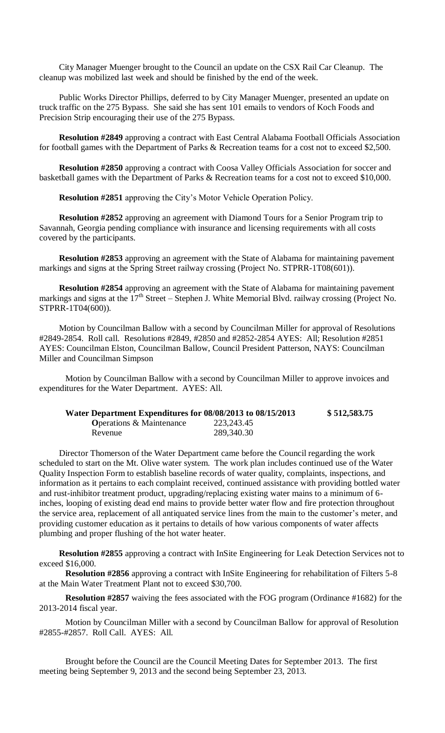City Manager Muenger brought to the Council an update on the CSX Rail Car Cleanup. The cleanup was mobilized last week and should be finished by the end of the week.

Public Works Director Phillips, deferred to by City Manager Muenger, presented an update on truck traffic on the 275 Bypass. She said she has sent 101 emails to vendors of Koch Foods and Precision Strip encouraging their use of the 275 Bypass.

**Resolution #2849** approving a contract with East Central Alabama Football Officials Association for football games with the Department of Parks & Recreation teams for a cost not to exceed $2,500.

**Resolution #2850** approving a contract with Coosa Valley Officials Association for soccer and basketball games with the Department of Parks & Recreation teams for a cost not to exceed $10,000.

**Resolution #2851** approving the City's Motor Vehicle Operation Policy.

**Resolution #2852** approving an agreement with Diamond Tours for a Senior Program trip to Savannah, Georgia pending compliance with insurance and licensing requirements with all costs covered by the participants.

**Resolution #2853** approving an agreement with the State of Alabama for maintaining pavement markings and signs at the Spring Street railway crossing (Project No. STPRR-1T08(601)).

**Resolution #2854** approving an agreement with the State of Alabama for maintaining pavement markings and signs at the 17th Street – Stephen J. White Memorial Blvd. railway crossing (Project No. STPRR-1T04(600)).

Motion by Councilman Ballow with a second by Councilman Miller for approval of Resolutions #2849-2854. Roll call. Resolutions #2849, #2850 and #2852-2854 AYES: All; Resolution #2851 AYES: Councilman Elston, Councilman Ballow, Council President Patterson, NAYS: Councilman Miller and Councilman Simpson

Motion by Councilman Ballow with a second by Councilman Miller to approve invoices and expenditures for the Water Department. AYES: All.

| **Water Department Expenditures for 08/08/2013 to 08/15/2013** | | **$ 512,583.75** |
|---|---|---|
| **O**perations & Maintenance | 223,243.45 | |
| Revenue | 289,340.30 | |

Director Thomerson of the Water Department came before the Council regarding the work scheduled to start on the Mt. Olive water system. The work plan includes continued use of the Water Quality Inspection Form to establish baseline records of water quality, complaints, inspections, and information as it pertains to each complaint received, continued assistance with providing bottled water and rust-inhibitor treatment product, upgrading/replacing existing water mains to a minimum of 6-inches, looping of existing dead end mains to provide better water flow and fire protection throughout the service area, replacement of all antiquated service lines from the main to the customer's meter, and providing customer education as it pertains to details of how various components of water affects plumbing and proper flushing of the hot water heater.

**Resolution #2855** approving a contract with InSite Engineering for Leak Detection Services not to exceed $16,000.

**Resolution #2856** approving a contract with InSite Engineering for rehabilitation of Filters 5-8 at the Main Water Treatment Plant not to exceed $30,700.

**Resolution #2857** waiving the fees associated with the FOG program (Ordinance #1682) for the 2013-2014 fiscal year.

Motion by Councilman Miller with a second by Councilman Ballow for approval of Resolution #2855-#2857. Roll Call. AYES: All.

Brought before the Council are the Council Meeting Dates for September 2013. The first meeting being September 9, 2013 and the second being September 23, 2013.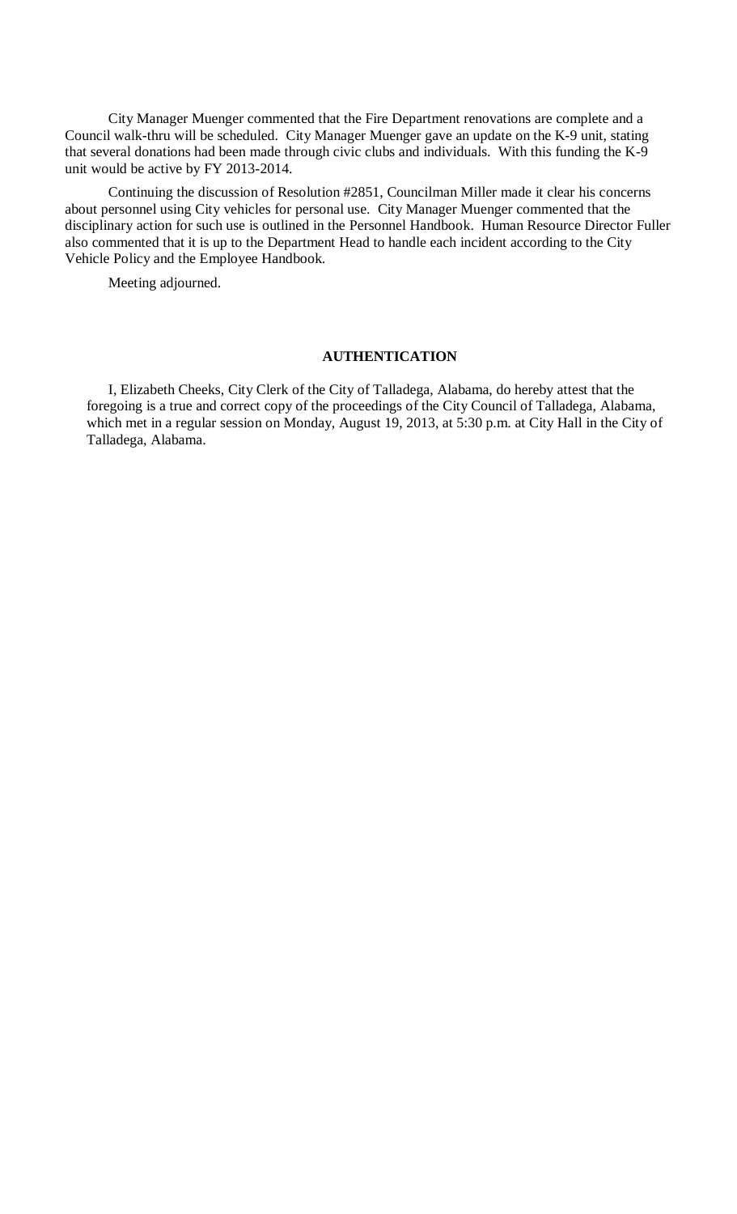City Manager Muenger commented that the Fire Department renovations are complete and a Council walk-thru will be scheduled. City Manager Muenger gave an update on the K-9 unit, stating that several donations had been made through civic clubs and individuals. With this funding the K-9 unit would be active by FY 2013-2014.

Continuing the discussion of Resolution #2851, Councilman Miller made it clear his concerns about personnel using City vehicles for personal use. City Manager Muenger commented that the disciplinary action for such use is outlined in the Personnel Handbook. Human Resource Director Fuller also commented that it is up to the Department Head to handle each incident according to the City Vehicle Policy and the Employee Handbook.

Meeting adjourned.

**AUTHENTICATION**

I, Elizabeth Cheeks, City Clerk of the City of Talladega, Alabama, do hereby attest that the foregoing is a true and correct copy of the proceedings of the City Council of Talladega, Alabama, which met in a regular session on Monday, August 19, 2013, at 5:30 p.m. at City Hall in the City of Talladega, Alabama.